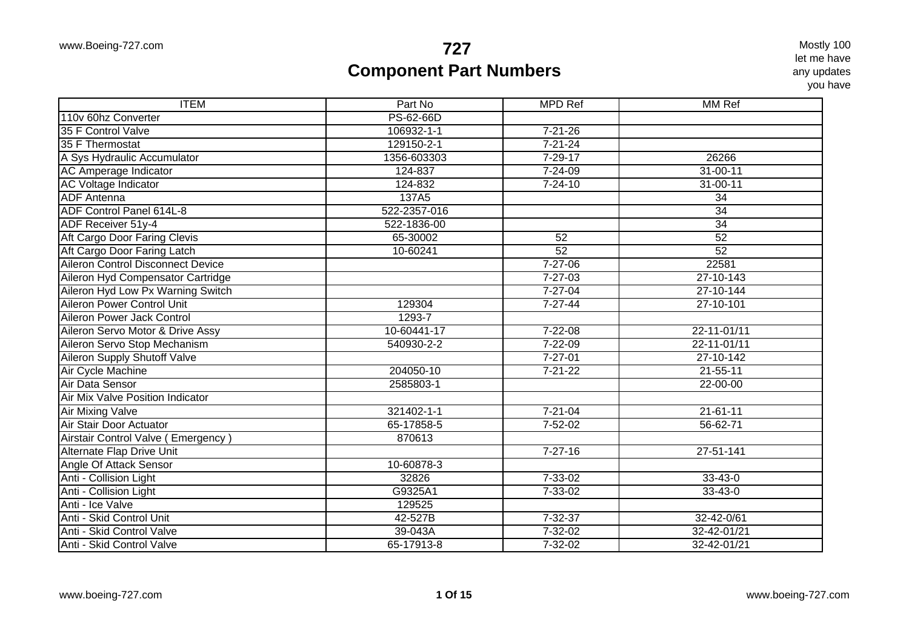# 727
## Component Part Numbers

Mostly 100
let me have
any updates
you have

| ITEM | Part No | MPD Ref | MM Ref |
|---|---|---|---|
| 110v 60hz Converter | PS-62-66D | | |
| 35 F Control Valve | 106932-1-1 | 7-21-26 | |
| 35 F Thermostat | 129150-2-1 | 7-21-24 | |
| A Sys Hydraulic Accumulator | 1356-603303 | 7-29-17 | 26266 |
| AC Amperage Indicator | 124-837 | 7-24-09 | 31-00-11 |
| AC Voltage Indicator | 124-832 | 7-24-10 | 31-00-11 |
| ADF Antenna | 137A5 | | 34 |
| ADF Control Panel 614L-8 | 522-2357-016 | | 34 |
| ADF Receiver 51y-4 | 522-1836-00 | | 34 |
| Aft Cargo Door Faring Clevis | 65-30002 | 52 | 52 |
| Aft Cargo Door Faring Latch | 10-60241 | 52 | 52 |
| Aileron Control Disconnect Device | | 7-27-06 | 22581 |
| Aileron Hyd Compensator Cartridge | | 7-27-03 | 27-10-143 |
| Aileron Hyd Low Px Warning Switch | | 7-27-04 | 27-10-144 |
| Aileron Power Control Unit | 129304 | 7-27-44 | 27-10-101 |
| Aileron Power Jack Control | 1293-7 | | |
| Aileron Servo Motor & Drive Assy | 10-60441-17 | 7-22-08 | 22-11-01/11 |
| Aileron Servo Stop Mechanism | 540930-2-2 | 7-22-09 | 22-11-01/11 |
| Aileron Supply Shutoff Valve | | 7-27-01 | 27-10-142 |
| Air Cycle Machine | 204050-10 | 7-21-22 | 21-55-11 |
| Air Data Sensor | 2585803-1 | | 22-00-00 |
| Air Mix Valve Position Indicator | | | |
| Air Mixing Valve | 321402-1-1 | 7-21-04 | 21-61-11 |
| Air Stair Door Actuator | 65-17858-5 | 7-52-02 | 56-62-71 |
| Airstair Control Valve ( Emergency ) | 870613 | | |
| Alternate Flap Drive Unit | | 7-27-16 | 27-51-141 |
| Angle Of Attack Sensor | 10-60878-3 | | |
| Anti - Collision Light | 32826 | 7-33-02 | 33-43-0 |
| Anti - Collision Light | G9325A1 | 7-33-02 | 33-43-0 |
| Anti - Ice Valve | 129525 | | |
| Anti - Skid Control Unit | 42-527B | 7-32-37 | 32-42-0/61 |
| Anti - Skid Control Valve | 39-043A | 7-32-02 | 32-42-01/21 |
| Anti - Skid Control Valve | 65-17913-8 | 7-32-02 | 32-42-01/21 |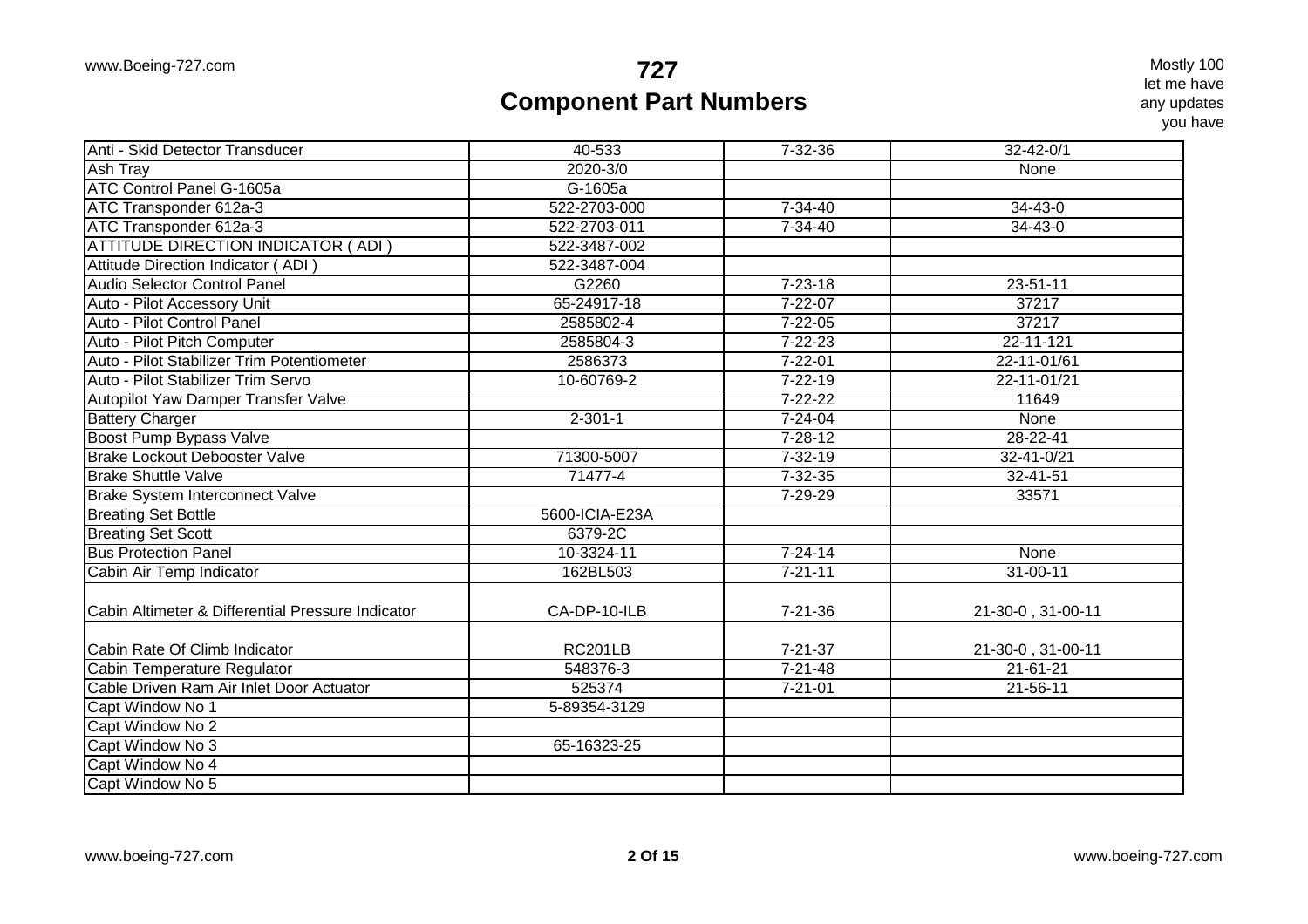# 727
## Component Part Numbers

Mostly 100
let me have
any updates
you have

| | | | |
|---|---|---|---|
| Anti - Skid Detector Transducer | 40-533 | 7-32-36 | 32-42-0/1 |
| Ash Tray | 2020-3/0 | | None |
| ATC Control Panel G-1605a | G-1605a | | |
| ATC Transponder 612a-3 | 522-2703-000 | 7-34-40 | 34-43-0 |
| ATC Transponder 612a-3 | 522-2703-011 | 7-34-40 | 34-43-0 |
| ATTITUDE DIRECTION INDICATOR ( ADI ) | 522-3487-002 | | |
| Attitude Direction Indicator ( ADI ) | 522-3487-004 | | |
| Audio Selector Control Panel | G2260 | 7-23-18 | 23-51-11 |
| Auto - Pilot Accessory Unit | 65-24917-18 | 7-22-07 | 37217 |
| Auto - Pilot Control Panel | 2585802-4 | 7-22-05 | 37217 |
| Auto - Pilot Pitch Computer | 2585804-3 | 7-22-23 | 22-11-121 |
| Auto - Pilot Stabilizer Trim Potentiometer | 2586373 | 7-22-01 | 22-11-01/61 |
| Auto - Pilot Stabilizer Trim Servo | 10-60769-2 | 7-22-19 | 22-11-01/21 |
| Autopilot Yaw Damper Transfer Valve | | 7-22-22 | 11649 |
| Battery Charger | 2-301-1 | 7-24-04 | None |
| Boost Pump Bypass Valve | | 7-28-12 | 28-22-41 |
| Brake Lockout Debooster Valve | 71300-5007 | 7-32-19 | 32-41-0/21 |
| Brake Shuttle Valve | 71477-4 | 7-32-35 | 32-41-51 |
| Brake System Interconnect Valve | | 7-29-29 | 33571 |
| Breating Set Bottle | 5600-ICIA-E23A | | |
| Breating Set Scott | 6379-2C | | |
| Bus Protection Panel | 10-3324-11 | 7-24-14 | None |
| Cabin Air Temp Indicator | 162BL503 | 7-21-11 | 31-00-11 |
| Cabin Altimeter & Differential Pressure Indicator | CA-DP-10-ILB | 7-21-36 | 21-30-0 , 31-00-11 |
| Cabin Rate Of Climb Indicator | RC201LB | 7-21-37 | 21-30-0 , 31-00-11 |
| Cabin Temperature Regulator | 548376-3 | 7-21-48 | 21-61-21 |
| Cable Driven Ram Air Inlet Door Actuator | 525374 | 7-21-01 | 21-56-11 |
| Capt Window No 1 | 5-89354-3129 | | |
| Capt Window No 2 | | | |
| Capt Window No 3 | 65-16323-25 | | |
| Capt Window No 4 | | | |
| Capt Window No 5 | | | |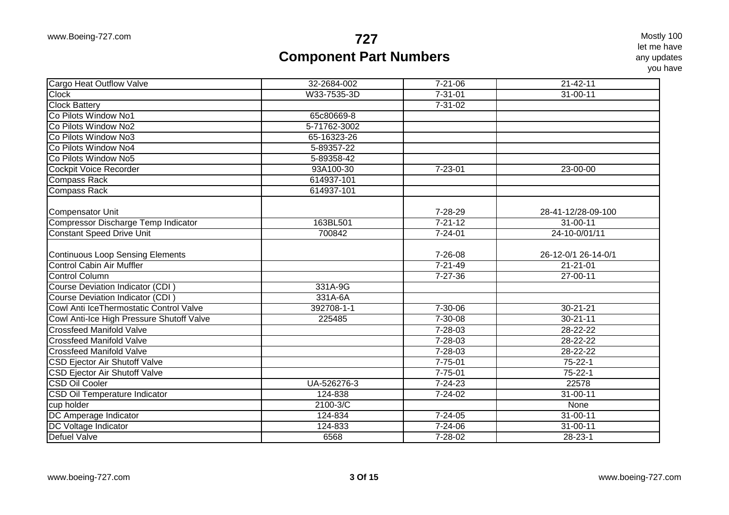# 727
## Component Part Numbers

Mostly 100 let me have any updates you have

| | | | |
|---|---|---|---|
| Cargo Heat Outflow Valve | 32-2684-002 | 7-21-06 | 21-42-11 |
| Clock | W33-7535-3D | 7-31-01 | 31-00-11 |
| Clock Battery | | 7-31-02 | |
| Co Pilots Window No1 | 65c80669-8 | | |
| Co Pilots Window No2 | 5-71762-3002 | | |
| Co Pilots Window No3 | 65-16323-26 | | |
| Co Pilots Window No4 | 5-89357-22 | | |
| Co Pilots Window No5 | 5-89358-42 | | |
| Cockpit Voice Recorder | 93A100-30 | 7-23-01 | 23-00-00 |
| Compass Rack | 614937-101 | | |
| Compass Rack | 614937-101 | | |
| Compensator Unit | | 7-28-29 | 28-41-12/28-09-100 |
| Compressor Discharge Temp Indicator | 163BL501 | 7-21-12 | 31-00-11 |
| Constant Speed Drive Unit | 700842 | 7-24-01 | 24-10-0/01/11 |
| Continuous Loop Sensing Elements | | 7-26-08 | 26-12-0/1 26-14-0/1 |
| Control Cabin Air Muffler | | 7-21-49 | 21-21-01 |
| Control Column | | 7-27-36 | 27-00-11 |
| Course Deviation Indicator (CDI ) | 331A-9G | | |
| Course Deviation Indicator (CDI ) | 331A-6A | | |
| Cowl Anti IceThermostatic Control Valve | 392708-1-1 | 7-30-06 | 30-21-21 |
| Cowl Anti-Ice High Pressure Shutoff Valve | 225485 | 7-30-08 | 30-21-11 |
| Crossfeed Manifold Valve | | 7-28-03 | 28-22-22 |
| Crossfeed Manifold Valve | | 7-28-03 | 28-22-22 |
| Crossfeed Manifold Valve | | 7-28-03 | 28-22-22 |
| CSD Ejector Air Shutoff Valve | | 7-75-01 | 75-22-1 |
| CSD Ejector Air Shutoff Valve | | 7-75-01 | 75-22-1 |
| CSD Oil Cooler | UA-526276-3 | 7-24-23 | 22578 |
| CSD Oil Temperature Indicator | 124-838 | 7-24-02 | 31-00-11 |
| cup holder | 2100-3/C | | None |
| DC Amperage Indicator | 124-834 | 7-24-05 | 31-00-11 |
| DC Voltage Indicator | 124-833 | 7-24-06 | 31-00-11 |
| Defuel Valve | 6568 | 7-28-02 | 28-23-1 |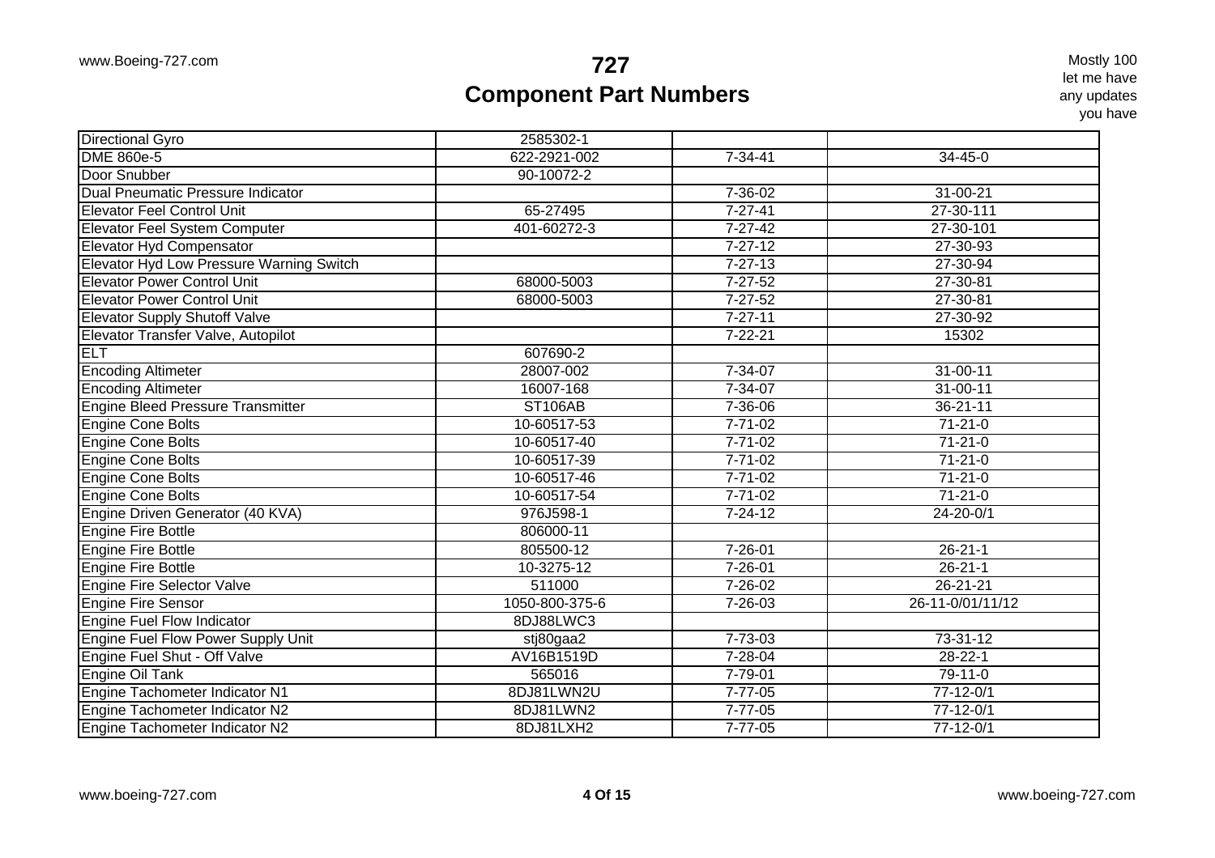# 727

## Component Part Numbers

Mostly 100
let me have
any updates
you have

| | | | |
|---|---|---|---|
| Directional Gyro | 2585302-1 | | |
| DME 860e-5 | 622-2921-002 | 7-34-41 | 34-45-0 |
| Door Snubber | 90-10072-2 | | |
| Dual Pneumatic Pressure Indicator | | 7-36-02 | 31-00-21 |
| Elevator Feel Control Unit | 65-27495 | 7-27-41 | 27-30-111 |
| Elevator Feel System Computer | 401-60272-3 | 7-27-42 | 27-30-101 |
| Elevator Hyd Compensator | | 7-27-12 | 27-30-93 |
| Elevator Hyd Low Pressure Warning Switch | | 7-27-13 | 27-30-94 |
| Elevator Power Control Unit | 68000-5003 | 7-27-52 | 27-30-81 |
| Elevator Power Control Unit | 68000-5003 | 7-27-52 | 27-30-81 |
| Elevator Supply Shutoff Valve | | 7-27-11 | 27-30-92 |
| Elevator Transfer Valve, Autopilot | | 7-22-21 | 15302 |
| ELT | 607690-2 | | |
| Encoding Altimeter | 28007-002 | 7-34-07 | 31-00-11 |
| Encoding Altimeter | 16007-168 | 7-34-07 | 31-00-11 |
| Engine Bleed Pressure Transmitter | ST106AB | 7-36-06 | 36-21-11 |
| Engine Cone Bolts | 10-60517-53 | 7-71-02 | 71-21-0 |
| Engine Cone Bolts | 10-60517-40 | 7-71-02 | 71-21-0 |
| Engine Cone Bolts | 10-60517-39 | 7-71-02 | 71-21-0 |
| Engine Cone Bolts | 10-60517-46 | 7-71-02 | 71-21-0 |
| Engine Cone Bolts | 10-60517-54 | 7-71-02 | 71-21-0 |
| Engine Driven Generator (40 KVA) | 976J598-1 | 7-24-12 | 24-20-0/1 |
| Engine Fire Bottle | 806000-11 | | |
| Engine Fire Bottle | 805500-12 | 7-26-01 | 26-21-1 |
| Engine Fire Bottle | 10-3275-12 | 7-26-01 | 26-21-1 |
| Engine Fire Selector Valve | 511000 | 7-26-02 | 26-21-21 |
| Engine Fire Sensor | 1050-800-375-6 | 7-26-03 | 26-11-0/01/11/12 |
| Engine Fuel Flow Indicator | 8DJ88LWC3 | | |
| Engine Fuel Flow Power Supply Unit | stj80gaa2 | 7-73-03 | 73-31-12 |
| Engine Fuel Shut - Off Valve | AV16B1519D | 7-28-04 | 28-22-1 |
| Engine Oil Tank | 565016 | 7-79-01 | 79-11-0 |
| Engine Tachometer Indicator N1 | 8DJ81LWN2U | 7-77-05 | 77-12-0/1 |
| Engine Tachometer Indicator N2 | 8DJ81LWN2 | 7-77-05 | 77-12-0/1 |
| Engine Tachometer Indicator N2 | 8DJ81LXH2 | 7-77-05 | 77-12-0/1 |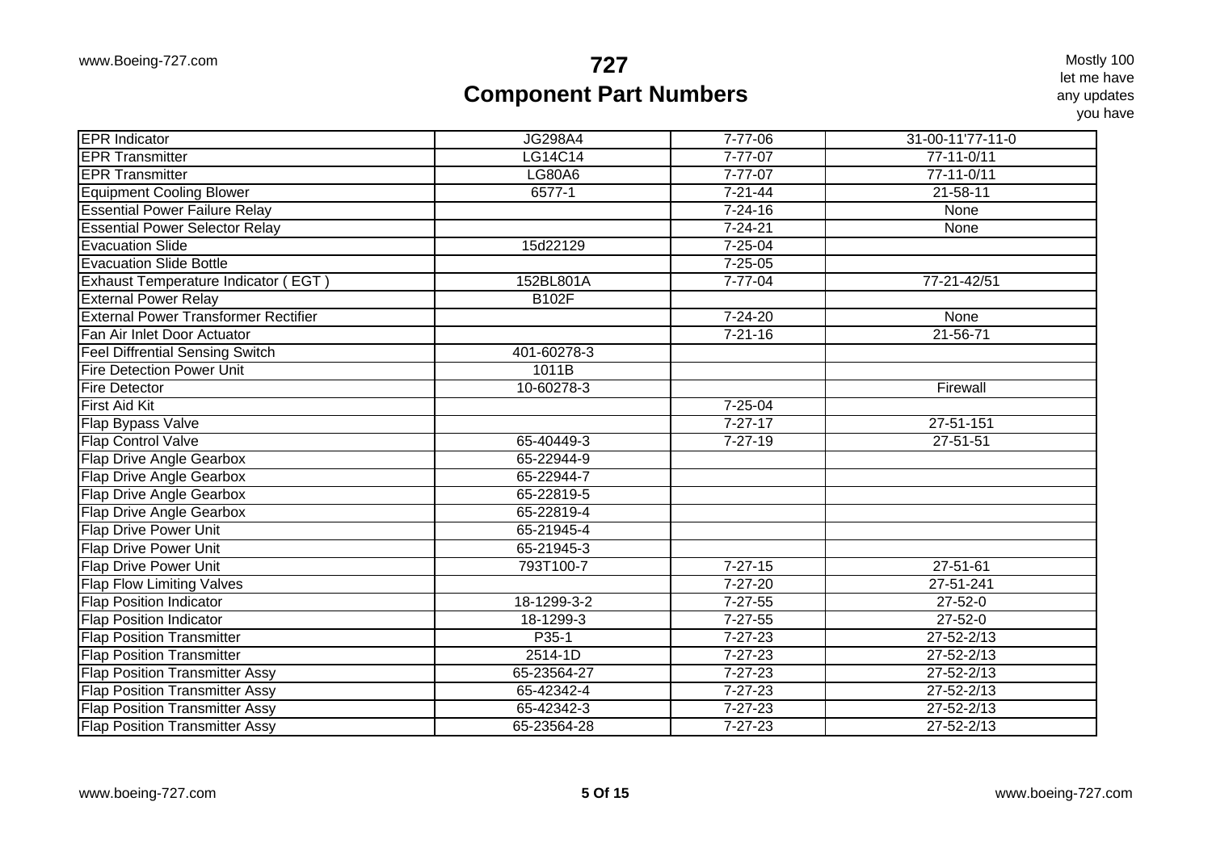# 727
## Component Part Numbers

Mostly 100
let me have
any updates
you have

| | | | |
|---|---|---|---|
| EPR Indicator | JG298A4 | 7-77-06 | 31-00-11'77-11-0 |
| EPR Transmitter | LG14C14 | 7-77-07 | 77-11-0/11 |
| EPR Transmitter | LG80A6 | 7-77-07 | 77-11-0/11 |
| Equipment Cooling Blower | 6577-1 | 7-21-44 | 21-58-11 |
| Essential Power Failure Relay | | 7-24-16 | None |
| Essential Power Selector Relay | | 7-24-21 | None |
| Evacuation Slide | 15d22129 | 7-25-04 | |
| Evacuation Slide Bottle | | 7-25-05 | |
| Exhaust Temperature Indicator ( EGT ) | 152BL801A | 7-77-04 | 77-21-42/51 |
| External Power Relay | B102F | | |
| External Power Transformer Rectifier | | 7-24-20 | None |
| Fan Air Inlet Door Actuator | | 7-21-16 | 21-56-71 |
| Feel Diffrential Sensing Switch | 401-60278-3 | | |
| Fire Detection Power Unit | 1011B | | |
| Fire Detector | 10-60278-3 | | Firewall |
| First Aid Kit | | 7-25-04 | |
| Flap Bypass Valve | | 7-27-17 | 27-51-151 |
| Flap Control Valve | 65-40449-3 | 7-27-19 | 27-51-51 |
| Flap Drive Angle Gearbox | 65-22944-9 | | |
| Flap Drive Angle Gearbox | 65-22944-7 | | |
| Flap Drive Angle Gearbox | 65-22819-5 | | |
| Flap Drive Angle Gearbox | 65-22819-4 | | |
| Flap Drive Power Unit | 65-21945-4 | | |
| Flap Drive Power Unit | 65-21945-3 | | |
| Flap Drive Power Unit | 793T100-7 | 7-27-15 | 27-51-61 |
| Flap Flow Limiting Valves | | 7-27-20 | 27-51-241 |
| Flap Position Indicator | 18-1299-3-2 | 7-27-55 | 27-52-0 |
| Flap Position Indicator | 18-1299-3 | 7-27-55 | 27-52-0 |
| Flap Position Transmitter | P35-1 | 7-27-23 | 27-52-2/13 |
| Flap Position Transmitter | 2514-1D | 7-27-23 | 27-52-2/13 |
| Flap Position Transmitter Assy | 65-23564-27 | 7-27-23 | 27-52-2/13 |
| Flap Position Transmitter Assy | 65-42342-4 | 7-27-23 | 27-52-2/13 |
| Flap Position Transmitter Assy | 65-42342-3 | 7-27-23 | 27-52-2/13 |
| Flap Position Transmitter Assy | 65-23564-28 | 7-27-23 | 27-52-2/13 |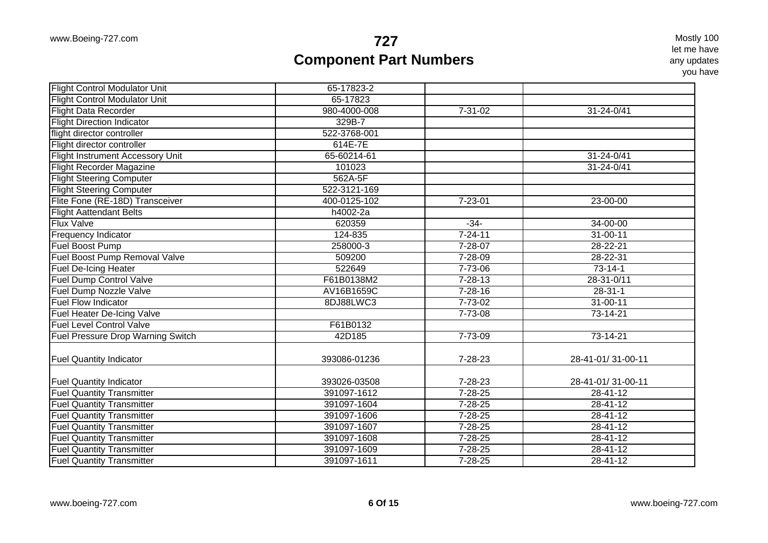# 727
# Component Part Numbers

Mostly 100
let me have
any updates
you have

| | | | |
|---|---|---|---|
| Flight Control Modulator Unit | 65-17823-2 | | |
| Flight Control Modulator Unit | 65-17823 | | |
| Flight Data Recorder | 980-4000-008 | 7-31-02 | 31-24-0/41 |
| Flight Direction Indicator | 329B-7 | | |
| flight director controller | 522-3768-001 | | |
| Flight director controller | 614E-7E | | |
| Flight Instrument Accessory Unit | 65-60214-61 | | 31-24-0/41 |
| Flight Recorder Magazine | 101023 | | 31-24-0/41 |
| Flight Steering Computer | 562A-5F | | |
| Flight Steering Computer | 522-3121-169 | | |
| Flite Fone (RE-18D) Transceiver | 400-0125-102 | 7-23-01 | 23-00-00 |
| Flight Aattendant Belts | h4002-2a | | |
| Flux Valve | 620359 | -34- | 34-00-00 |
| Frequency Indicator | 124-835 | 7-24-11 | 31-00-11 |
| Fuel Boost Pump | 258000-3 | 7-28-07 | 28-22-21 |
| Fuel Boost Pump Removal Valve | 509200 | 7-28-09 | 28-22-31 |
| Fuel De-Icing Heater | 522649 | 7-73-06 | 73-14-1 |
| Fuel Dump Control Valve | F61B0138M2 | 7-28-13 | 28-31-0/11 |
| Fuel Dump Nozzle Valve | AV16B1659C | 7-28-16 | 28-31-1 |
| Fuel Flow Indicator | 8DJ88LWC3 | 7-73-02 | 31-00-11 |
| Fuel Heater De-Icing Valve | | 7-73-08 | 73-14-21 |
| Fuel Level Control Valve | F61B0132 | | |
| Fuel Pressure Drop Warning Switch | 42D185 | 7-73-09 | 73-14-21 |
| Fuel Quantity Indicator | 393086-01236 | 7-28-23 | 28-41-01/ 31-00-11 |
| Fuel Quantity Indicator | 393026-03508 | 7-28-23 | 28-41-01/ 31-00-11 |
| Fuel Quantity Transmitter | 391097-1612 | 7-28-25 | 28-41-12 |
| Fuel Quantity Transmitter | 391097-1604 | 7-28-25 | 28-41-12 |
| Fuel Quantity Transmitter | 391097-1606 | 7-28-25 | 28-41-12 |
| Fuel Quantity Transmitter | 391097-1607 | 7-28-25 | 28-41-12 |
| Fuel Quantity Transmitter | 391097-1608 | 7-28-25 | 28-41-12 |
| Fuel Quantity Transmitter | 391097-1609 | 7-28-25 | 28-41-12 |
| Fuel Quantity Transmitter | 391097-1611 | 7-28-25 | 28-41-12 |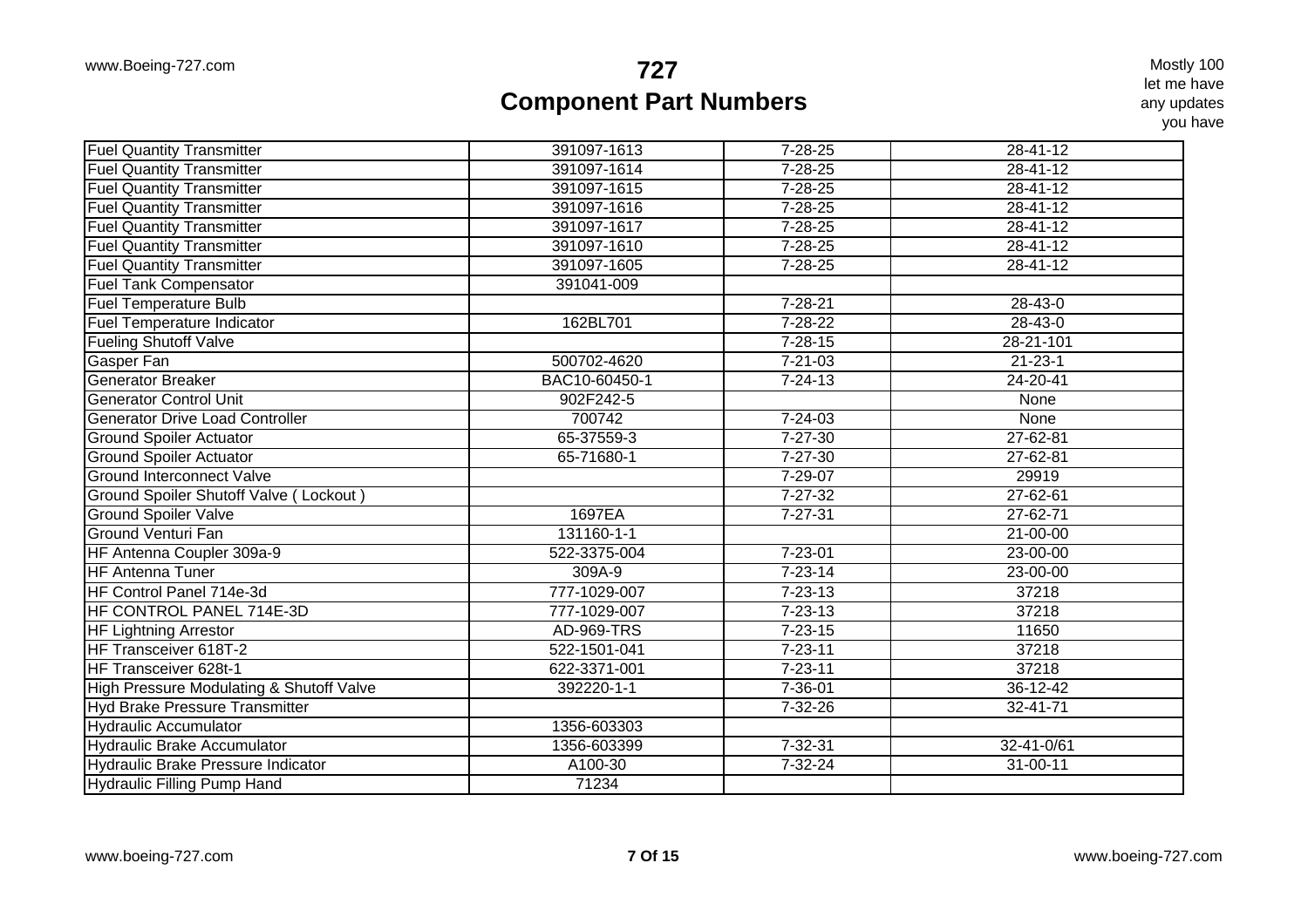# 727
# Component Part Numbers

Mostly 100
let me have
any updates
you have

| | | | |
|---|---|---|---|
| Fuel Quantity Transmitter | 391097-1613 | 7-28-25 | 28-41-12 |
| Fuel Quantity Transmitter | 391097-1614 | 7-28-25 | 28-41-12 |
| Fuel Quantity Transmitter | 391097-1615 | 7-28-25 | 28-41-12 |
| Fuel Quantity Transmitter | 391097-1616 | 7-28-25 | 28-41-12 |
| Fuel Quantity Transmitter | 391097-1617 | 7-28-25 | 28-41-12 |
| Fuel Quantity Transmitter | 391097-1610 | 7-28-25 | 28-41-12 |
| Fuel Quantity Transmitter | 391097-1605 | 7-28-25 | 28-41-12 |
| Fuel Tank Compensator | 391041-009 | | |
| Fuel Temperature Bulb | | 7-28-21 | 28-43-0 |
| Fuel Temperature Indicator | 162BL701 | 7-28-22 | 28-43-0 |
| Fueling Shutoff Valve | | 7-28-15 | 28-21-101 |
| Gasper Fan | 500702-4620 | 7-21-03 | 21-23-1 |
| Generator Breaker | BAC10-60450-1 | 7-24-13 | 24-20-41 |
| Generator Control Unit | 902F242-5 | | None |
| Generator Drive Load Controller | 700742 | 7-24-03 | None |
| Ground Spoiler Actuator | 65-37559-3 | 7-27-30 | 27-62-81 |
| Ground Spoiler Actuator | 65-71680-1 | 7-27-30 | 27-62-81 |
| Ground Interconnect Valve | | 7-29-07 | 29919 |
| Ground Spoiler Shutoff Valve ( Lockout ) | | 7-27-32 | 27-62-61 |
| Ground Spoiler Valve | 1697EA | 7-27-31 | 27-62-71 |
| Ground Venturi Fan | 131160-1-1 | | 21-00-00 |
| HF Antenna Coupler 309a-9 | 522-3375-004 | 7-23-01 | 23-00-00 |
| HF Antenna Tuner | 309A-9 | 7-23-14 | 23-00-00 |
| HF Control Panel 714e-3d | 777-1029-007 | 7-23-13 | 37218 |
| HF CONTROL PANEL 714E-3D | 777-1029-007 | 7-23-13 | 37218 |
| HF Lightning Arrestor | AD-969-TRS | 7-23-15 | 11650 |
| HF Transceiver 618T-2 | 522-1501-041 | 7-23-11 | 37218 |
| HF Transceiver 628t-1 | 622-3371-001 | 7-23-11 | 37218 |
| High Pressure Modulating & Shutoff Valve | 392220-1-1 | 7-36-01 | 36-12-42 |
| Hyd Brake Pressure Transmitter | | 7-32-26 | 32-41-71 |
| Hydraulic Accumulator | 1356-603303 | | |
| Hydraulic Brake Accumulator | 1356-603399 | 7-32-31 | 32-41-0/61 |
| Hydraulic Brake Pressure Indicator | A100-30 | 7-32-24 | 31-00-11 |
| Hydraulic Filling Pump Hand | 71234 | | |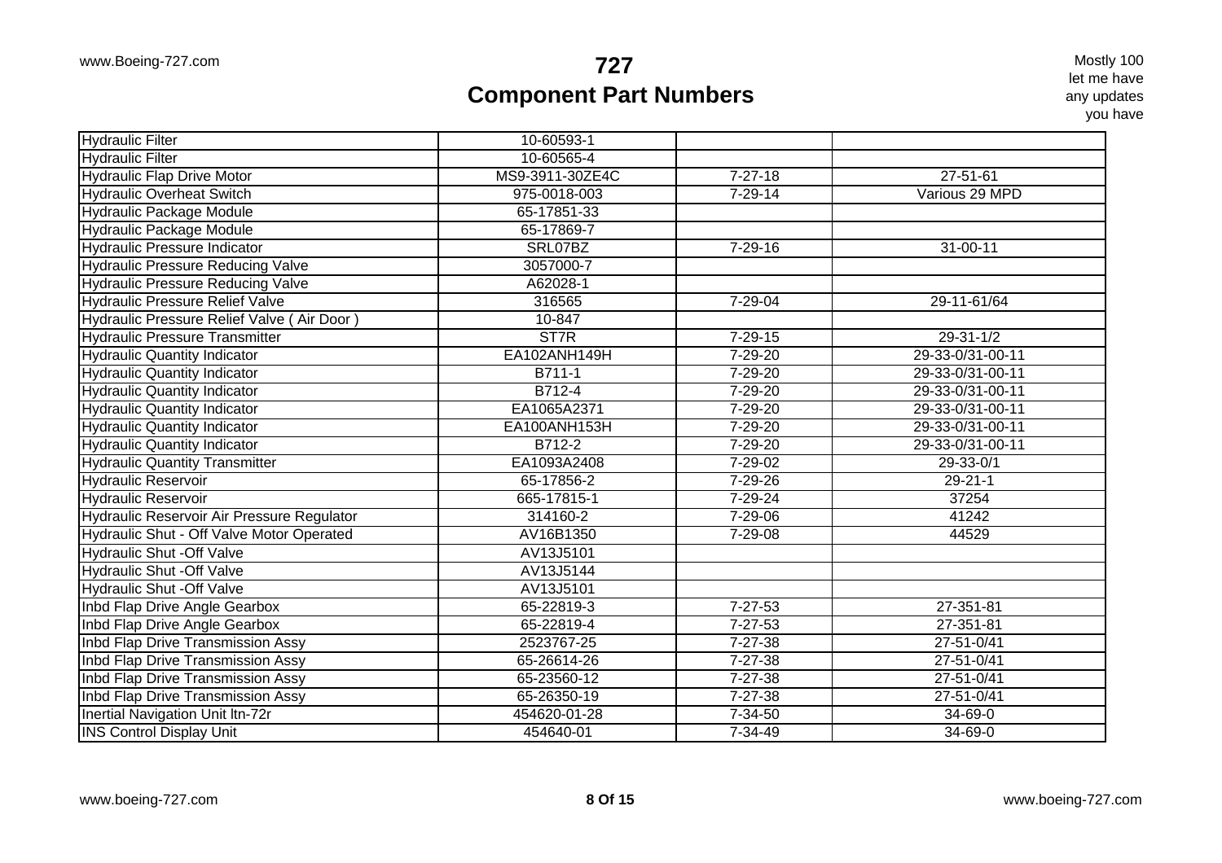# 727

## Component Part Numbers

Mostly 100
let me have
any updates
you have

| | | | |
|---|---|---|---|
| Hydraulic Filter | 10-60593-1 | | |
| Hydraulic Filter | 10-60565-4 | | |
| Hydraulic Flap Drive Motor | MS9-3911-30ZE4C | 7-27-18 | 27-51-61 |
| Hydraulic Overheat Switch | 975-0018-003 | 7-29-14 | Various 29 MPD |
| Hydraulic Package Module | 65-17851-33 | | |
| Hydraulic Package Module | 65-17869-7 | | |
| Hydraulic Pressure Indicator | SRL07BZ | 7-29-16 | 31-00-11 |
| Hydraulic Pressure Reducing Valve | 3057000-7 | | |
| Hydraulic Pressure Reducing Valve | A62028-1 | | |
| Hydraulic Pressure Relief Valve | 316565 | 7-29-04 | 29-11-61/64 |
| Hydraulic Pressure Relief Valve ( Air Door ) | 10-847 | | |
| Hydraulic Pressure Transmitter | ST7R | 7-29-15 | 29-31-1/2 |
| Hydraulic Quantity Indicator | EA102ANH149H | 7-29-20 | 29-33-0/31-00-11 |
| Hydraulic Quantity Indicator | B711-1 | 7-29-20 | 29-33-0/31-00-11 |
| Hydraulic Quantity Indicator | B712-4 | 7-29-20 | 29-33-0/31-00-11 |
| Hydraulic Quantity Indicator | EA1065A2371 | 7-29-20 | 29-33-0/31-00-11 |
| Hydraulic Quantity Indicator | EA100ANH153H | 7-29-20 | 29-33-0/31-00-11 |
| Hydraulic Quantity Indicator | B712-2 | 7-29-20 | 29-33-0/31-00-11 |
| Hydraulic Quantity Transmitter | EA1093A2408 | 7-29-02 | 29-33-0/1 |
| Hydraulic Reservoir | 65-17856-2 | 7-29-26 | 29-21-1 |
| Hydraulic Reservoir | 665-17815-1 | 7-29-24 | 37254 |
| Hydraulic Reservoir Air Pressure Regulator | 314160-2 | 7-29-06 | 41242 |
| Hydraulic Shut - Off Valve Motor Operated | AV16B1350 | 7-29-08 | 44529 |
| Hydraulic Shut -Off Valve | AV13J5101 | | |
| Hydraulic Shut -Off Valve | AV13J5144 | | |
| Hydraulic Shut -Off Valve | AV13J5101 | | |
| Inbd Flap Drive Angle Gearbox | 65-22819-3 | 7-27-53 | 27-351-81 |
| Inbd Flap Drive Angle Gearbox | 65-22819-4 | 7-27-53 | 27-351-81 |
| Inbd Flap Drive Transmission Assy | 2523767-25 | 7-27-38 | 27-51-0/41 |
| Inbd Flap Drive Transmission Assy | 65-26614-26 | 7-27-38 | 27-51-0/41 |
| Inbd Flap Drive Transmission Assy | 65-23560-12 | 7-27-38 | 27-51-0/41 |
| Inbd Flap Drive Transmission Assy | 65-26350-19 | 7-27-38 | 27-51-0/41 |
| Inertial Navigation Unit ltn-72r | 454620-01-28 | 7-34-50 | 34-69-0 |
| INS Control Display Unit | 454640-01 | 7-34-49 | 34-69-0 |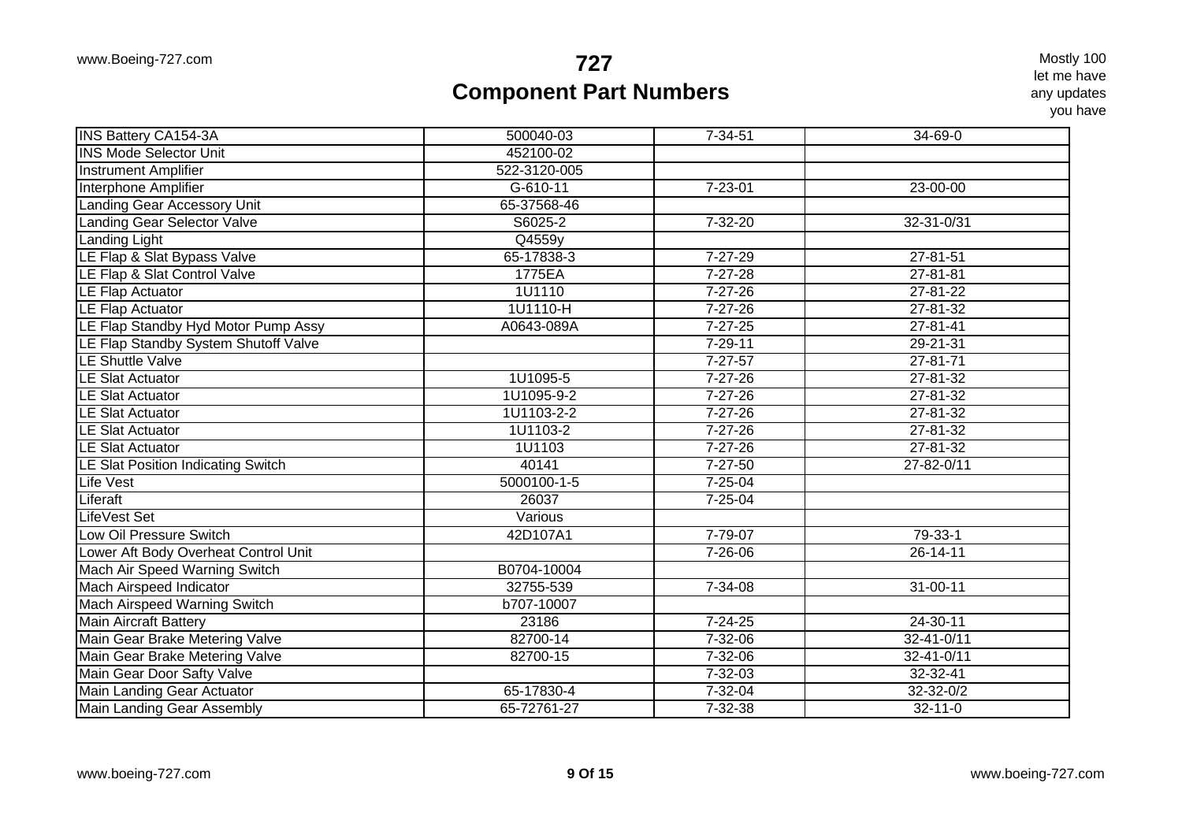# 727
## Component Part Numbers

Mostly 100 let me have any updates you have

| | | | |
|---|---|---|---|
| INS Battery CA154-3A | 500040-03 | 7-34-51 | 34-69-0 |
| INS Mode Selector Unit | 452100-02 | | |
| Instrument Amplifier | 522-3120-005 | | |
| Interphone Amplifier | G-610-11 | 7-23-01 | 23-00-00 |
| Landing Gear Accessory Unit | 65-37568-46 | | |
| Landing Gear Selector Valve | S6025-2 | 7-32-20 | 32-31-0/31 |
| Landing Light | Q4559y | | |
| LE Flap & Slat Bypass Valve | 65-17838-3 | 7-27-29 | 27-81-51 |
| LE Flap & Slat Control Valve | 1775EA | 7-27-28 | 27-81-81 |
| LE Flap Actuator | 1U1110 | 7-27-26 | 27-81-22 |
| LE Flap Actuator | 1U1110-H | 7-27-26 | 27-81-32 |
| LE Flap Standby Hyd Motor Pump Assy | A0643-089A | 7-27-25 | 27-81-41 |
| LE Flap Standby System Shutoff Valve | | 7-29-11 | 29-21-31 |
| LE Shuttle Valve | | 7-27-57 | 27-81-71 |
| LE Slat Actuator | 1U1095-5 | 7-27-26 | 27-81-32 |
| LE Slat Actuator | 1U1095-9-2 | 7-27-26 | 27-81-32 |
| LE Slat Actuator | 1U1103-2-2 | 7-27-26 | 27-81-32 |
| LE Slat Actuator | 1U1103-2 | 7-27-26 | 27-81-32 |
| LE Slat Actuator | 1U1103 | 7-27-26 | 27-81-32 |
| LE Slat Position Indicating Switch | 40141 | 7-27-50 | 27-82-0/11 |
| Life Vest | 5000100-1-5 | 7-25-04 | |
| Liferaft | 26037 | 7-25-04 | |
| LifeVest Set | Various | | |
| Low Oil Pressure Switch | 42D107A1 | 7-79-07 | 79-33-1 |
| Lower Aft Body Overheat Control Unit | | 7-26-06 | 26-14-11 |
| Mach Air Speed Warning Switch | B0704-10004 | | |
| Mach Airspeed Indicator | 32755-539 | 7-34-08 | 31-00-11 |
| Mach Airspeed Warning Switch | b707-10007 | | |
| Main Aircraft Battery | 23186 | 7-24-25 | 24-30-11 |
| Main Gear Brake Metering Valve | 82700-14 | 7-32-06 | 32-41-0/11 |
| Main Gear Brake Metering Valve | 82700-15 | 7-32-06 | 32-41-0/11 |
| Main Gear Door Safty Valve | | 7-32-03 | 32-32-41 |
| Main Landing Gear Actuator | 65-17830-4 | 7-32-04 | 32-32-0/2 |
| Main Landing Gear Assembly | 65-72761-27 | 7-32-38 | 32-11-0 |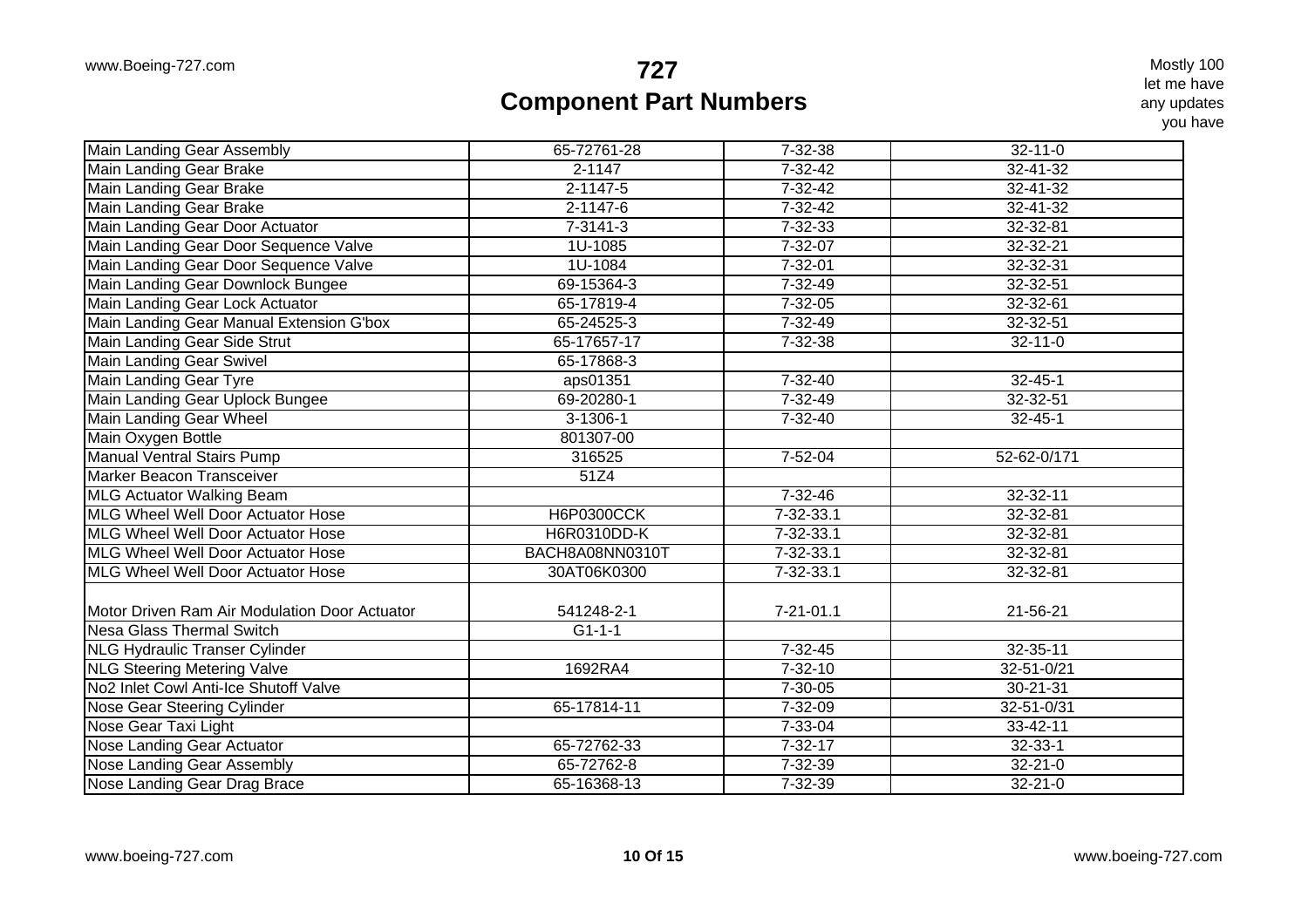# 727
## Component Part Numbers

Mostly 100
let me have
any updates
you have

| Main Landing Gear Assembly | 65-72761-28 | 7-32-38 | 32-11-0 |
|---|---|---|---|
| Main Landing Gear Brake | 2-1147 | 7-32-42 | 32-41-32 |
| Main Landing Gear Brake | 2-1147-5 | 7-32-42 | 32-41-32 |
| Main Landing Gear Brake | 2-1147-6 | 7-32-42 | 32-41-32 |
| Main Landing Gear Door Actuator | 7-3141-3 | 7-32-33 | 32-32-81 |
| Main Landing Gear Door Sequence Valve | 1U-1085 | 7-32-07 | 32-32-21 |
| Main Landing Gear Door Sequence Valve | 1U-1084 | 7-32-01 | 32-32-31 |
| Main Landing Gear Downlock Bungee | 69-15364-3 | 7-32-49 | 32-32-51 |
| Main Landing Gear Lock Actuator | 65-17819-4 | 7-32-05 | 32-32-61 |
| Main Landing Gear Manual Extension G'box | 65-24525-3 | 7-32-49 | 32-32-51 |
| Main Landing Gear Side Strut | 65-17657-17 | 7-32-38 | 32-11-0 |
| Main Landing Gear Swivel | 65-17868-3 | | |
| Main Landing Gear Tyre | aps01351 | 7-32-40 | 32-45-1 |
| Main Landing Gear Uplock Bungee | 69-20280-1 | 7-32-49 | 32-32-51 |
| Main Landing Gear Wheel | 3-1306-1 | 7-32-40 | 32-45-1 |
| Main Oxygen Bottle | 801307-00 | | |
| Manual Ventral Stairs Pump | 316525 | 7-52-04 | 52-62-0/171 |
| Marker Beacon Transceiver | 51Z4 | | |
| MLG Actuator Walking Beam | | 7-32-46 | 32-32-11 |
| MLG Wheel Well Door Actuator Hose | H6P0300CCK | 7-32-33.1 | 32-32-81 |
| MLG Wheel Well Door Actuator Hose | H6R0310DD-K | 7-32-33.1 | 32-32-81 |
| MLG Wheel Well Door Actuator Hose | BACH8A08NN0310T | 7-32-33.1 | 32-32-81 |
| MLG Wheel Well Door Actuator Hose | 30AT06K0300 | 7-32-33.1 | 32-32-81 |
| Motor Driven Ram Air Modulation Door Actuator | 541248-2-1 | 7-21-01.1 | 21-56-21 |
| Nesa Glass Thermal Switch | G1-1-1 | | |
| NLG Hydraulic Transer Cylinder | | 7-32-45 | 32-35-11 |
| NLG Steering Metering Valve | 1692RA4 | 7-32-10 | 32-51-0/21 |
| No2 Inlet Cowl Anti-Ice Shutoff Valve | | 7-30-05 | 30-21-31 |
| Nose Gear Steering Cylinder | 65-17814-11 | 7-32-09 | 32-51-0/31 |
| Nose Gear Taxi Light | | 7-33-04 | 33-42-11 |
| Nose Landing Gear Actuator | 65-72762-33 | 7-32-17 | 32-33-1 |
| Nose Landing Gear Assembly | 65-72762-8 | 7-32-39 | 32-21-0 |
| Nose Landing Gear Drag Brace | 65-16368-13 | 7-32-39 | 32-21-0 |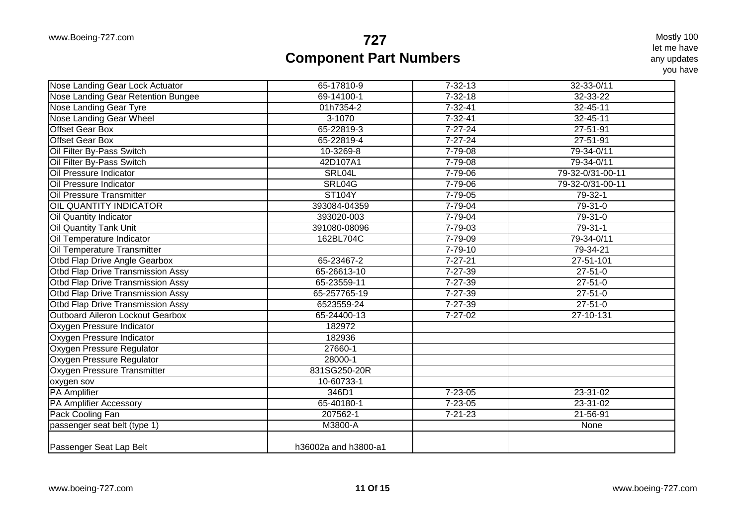# 727
## Component Part Numbers

Mostly 100
let me have
any updates
you have

| | | | |
|---|---|---|---|
| Nose Landing Gear Lock Actuator | 65-17810-9 | 7-32-13 | 32-33-0/11 |
| Nose Landing Gear Retention Bungee | 69-14100-1 | 7-32-18 | 32-33-22 |
| Nose Landing Gear Tyre | 01h7354-2 | 7-32-41 | 32-45-11 |
| Nose Landing Gear Wheel | 3-1070 | 7-32-41 | 32-45-11 |
| Offset Gear Box | 65-22819-3 | 7-27-24 | 27-51-91 |
| Offset Gear Box | 65-22819-4 | 7-27-24 | 27-51-91 |
| Oil Filter By-Pass Switch | 10-3269-8 | 7-79-08 | 79-34-0/11 |
| Oil Filter By-Pass Switch | 42D107A1 | 7-79-08 | 79-34-0/11 |
| Oil Pressure Indicator | SRL04L | 7-79-06 | 79-32-0/31-00-11 |
| Oil Pressure Indicator | SRL04G | 7-79-06 | 79-32-0/31-00-11 |
| Oil Pressure Transmitter | ST104Y | 7-79-05 | 79-32-1 |
| OIL QUANTITY INDICATOR | 393084-04359 | 7-79-04 | 79-31-0 |
| Oil Quantity Indicator | 393020-003 | 7-79-04 | 79-31-0 |
| Oil Quantity Tank Unit | 391080-08096 | 7-79-03 | 79-31-1 |
| Oil Temperature Indicator | 162BL704C | 7-79-09 | 79-34-0/11 |
| Oil Temperature Transmitter | | 7-79-10 | 79-34-21 |
| Otbd Flap Drive Angle Gearbox | 65-23467-2 | 7-27-21 | 27-51-101 |
| Otbd Flap Drive Transmission Assy | 65-26613-10 | 7-27-39 | 27-51-0 |
| Otbd Flap Drive Transmission Assy | 65-23559-11 | 7-27-39 | 27-51-0 |
| Otbd Flap Drive Transmission Assy | 65-257765-19 | 7-27-39 | 27-51-0 |
| Otbd Flap Drive Transmission Assy | 6523559-24 | 7-27-39 | 27-51-0 |
| Outboard Aileron Lockout Gearbox | 65-24400-13 | 7-27-02 | 27-10-131 |
| Oxygen Pressure Indicator | 182972 | | |
| Oxygen Pressure Indicator | 182936 | | |
| Oxygen Pressure Regulator | 27660-1 | | |
| Oxygen Pressure Regulator | 28000-1 | | |
| Oxygen Pressure Transmitter | 831SG250-20R | | |
| oxygen sov | 10-60733-1 | | |
| PA Amplifier | 346D1 | 7-23-05 | 23-31-02 |
| PA Amplifier Accessory | 65-40180-1 | 7-23-05 | 23-31-02 |
| Pack Cooling Fan | 207562-1 | 7-21-23 | 21-56-91 |
| passenger seat belt (type 1) | M3800-A | | None |
| Passenger Seat Lap Belt | h36002a and h3800-a1 | | |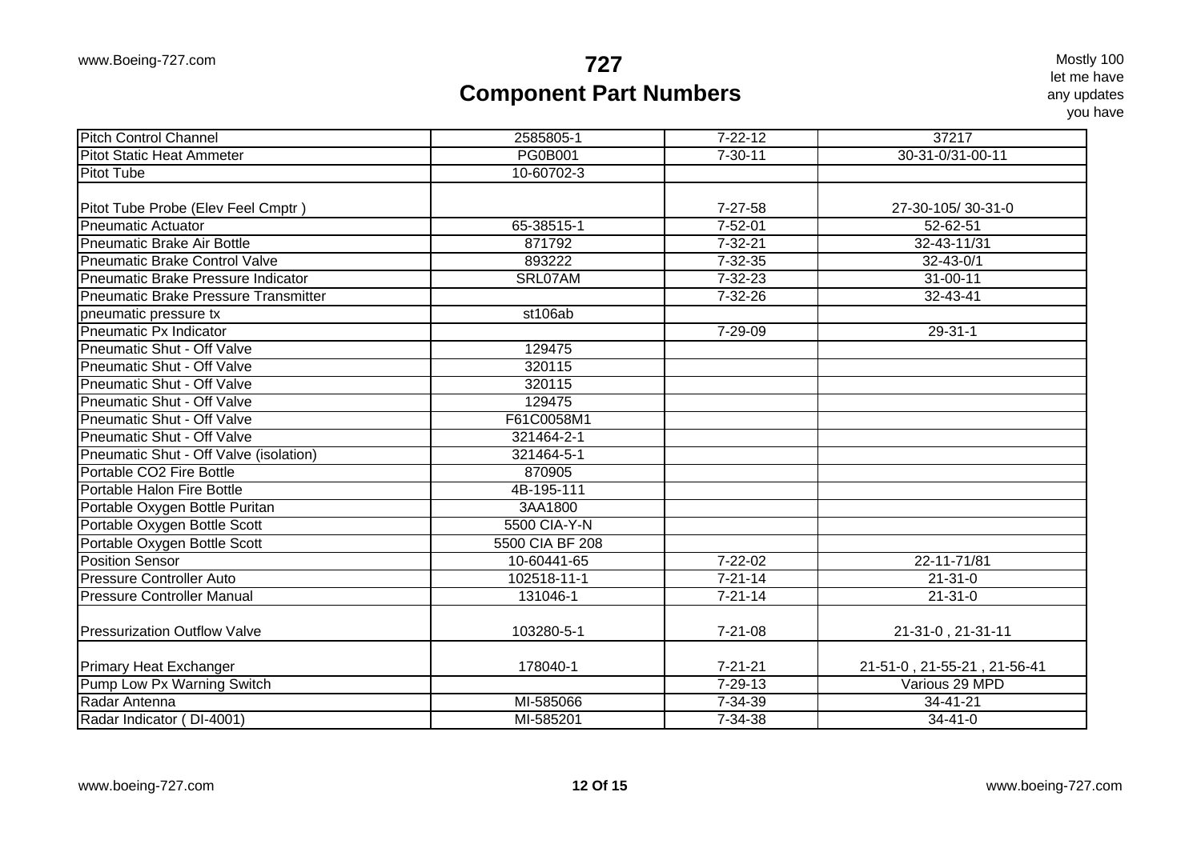# 727

## Component Part Numbers

Mostly 100 let me have any updates you have

| | | | |
|---|---|---|---|
| Pitch Control Channel | 2585805-1 | 7-22-12 | 37217 |
| Pitot Static Heat Ammeter | PG0B001 | 7-30-11 | 30-31-0/31-00-11 |
| Pitot Tube | 10-60702-3 | | |
| Pitot Tube Probe (Elev Feel Cmptr ) | | 7-27-58 | 27-30-105/ 30-31-0 |
| Pneumatic Actuator | 65-38515-1 | 7-52-01 | 52-62-51 |
| Pneumatic Brake Air Bottle | 871792 | 7-32-21 | 32-43-11/31 |
| Pneumatic Brake Control Valve | 893222 | 7-32-35 | 32-43-0/1 |
| Pneumatic Brake Pressure Indicator | SRL07AM | 7-32-23 | 31-00-11 |
| Pneumatic Brake Pressure Transmitter | | 7-32-26 | 32-43-41 |
| pneumatic pressure tx | st106ab | | |
| Pneumatic Px Indicator | | 7-29-09 | 29-31-1 |
| Pneumatic Shut - Off Valve | 129475 | | |
| Pneumatic Shut - Off Valve | 320115 | | |
| Pneumatic Shut - Off Valve | 320115 | | |
| Pneumatic Shut - Off Valve | 129475 | | |
| Pneumatic Shut - Off Valve | F61C0058M1 | | |
| Pneumatic Shut - Off Valve | 321464-2-1 | | |
| Pneumatic Shut - Off Valve (isolation) | 321464-5-1 | | |
| Portable CO2 Fire Bottle | 870905 | | |
| Portable Halon Fire Bottle | 4B-195-111 | | |
| Portable Oxygen Bottle Puritan | 3AA1800 | | |
| Portable Oxygen Bottle Scott | 5500 CIA-Y-N | | |
| Portable Oxygen Bottle Scott | 5500 CIA BF 208 | | |
| Position Sensor | 10-60441-65 | 7-22-02 | 22-11-71/81 |
| Pressure Controller Auto | 102518-11-1 | 7-21-14 | 21-31-0 |
| Pressure Controller Manual | 131046-1 | 7-21-14 | 21-31-0 |
| Pressurization Outflow Valve | 103280-5-1 | 7-21-08 | 21-31-0 , 21-31-11 |
| Primary Heat Exchanger | 178040-1 | 7-21-21 | 21-51-0 , 21-55-21 , 21-56-41 |
| Pump Low Px Warning Switch | | 7-29-13 | Various 29 MPD |
| Radar Antenna | MI-585066 | 7-34-39 | 34-41-21 |
| Radar Indicator ( DI-4001) | MI-585201 | 7-34-38 | 34-41-0 |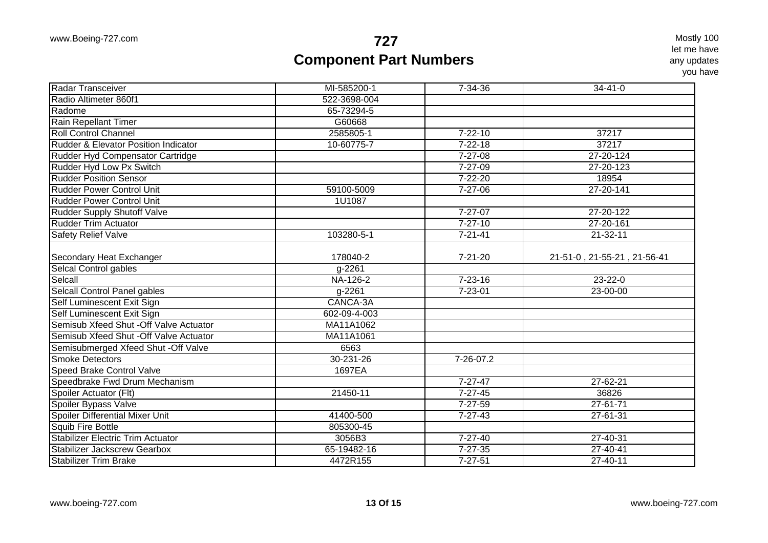# 727
## Component Part Numbers

Mostly 100 let me have any updates you have

| | | | |
|---|---|---|---|
| Radar Transceiver | MI-585200-1 | 7-34-36 | 34-41-0 |
| Radio Altimeter 860f1 | 522-3698-004 | | |
| Radome | 65-73294-5 | | |
| Rain Repellant Timer | G60668 | | |
| Roll Control Channel | 2585805-1 | 7-22-10 | 37217 |
| Rudder & Elevator Position Indicator | 10-60775-7 | 7-22-18 | 37217 |
| Rudder Hyd Compensator Cartridge | | 7-27-08 | 27-20-124 |
| Rudder Hyd Low Px Switch | | 7-27-09 | 27-20-123 |
| Rudder Position Sensor | | 7-22-20 | 18954 |
| Rudder Power Control Unit | 59100-5009 | 7-27-06 | 27-20-141 |
| Rudder Power Control Unit | 1U1087 | | |
| Rudder Supply Shutoff Valve | | 7-27-07 | 27-20-122 |
| Rudder Trim Actuator | | 7-27-10 | 27-20-161 |
| Safety Relief Valve | 103280-5-1 | 7-21-41 | 21-32-11 |
| Secondary Heat Exchanger | 178040-2 | 7-21-20 | 21-51-0 , 21-55-21 , 21-56-41 |
| Selcal Control gables | g-2261 | | |
| Selcall | NA-126-2 | 7-23-16 | 23-22-0 |
| Selcall Control Panel gables | g-2261 | 7-23-01 | 23-00-00 |
| Self Luminescent Exit Sign | CANCA-3A | | |
| Self Luminescent Exit Sign | 602-09-4-003 | | |
| Semisub Xfeed Shut -Off Valve Actuator | MA11A1062 | | |
| Semisub Xfeed Shut -Off Valve Actuator | MA11A1061 | | |
| Semisubmerged Xfeed Shut -Off Valve | 6563 | | |
| Smoke Detectors | 30-231-26 | 7-26-07.2 | |
| Speed Brake Control Valve | 1697EA | | |
| Speedbrake Fwd Drum Mechanism | | 7-27-47 | 27-62-21 |
| Spoiler Actuator (Flt) | 21450-11 | 7-27-45 | 36826 |
| Spoiler Bypass Valve | | 7-27-59 | 27-61-71 |
| Spoiler Differential Mixer Unit | 41400-500 | 7-27-43 | 27-61-31 |
| Squib Fire Bottle | 805300-45 | | |
| Stabilizer Electric Trim Actuator | 3056B3 | 7-27-40 | 27-40-31 |
| Stabilizer Jackscrew Gearbox | 65-19482-16 | 7-27-35 | 27-40-41 |
| Stabilizer Trim Brake | 4472R155 | 7-27-51 | 27-40-11 |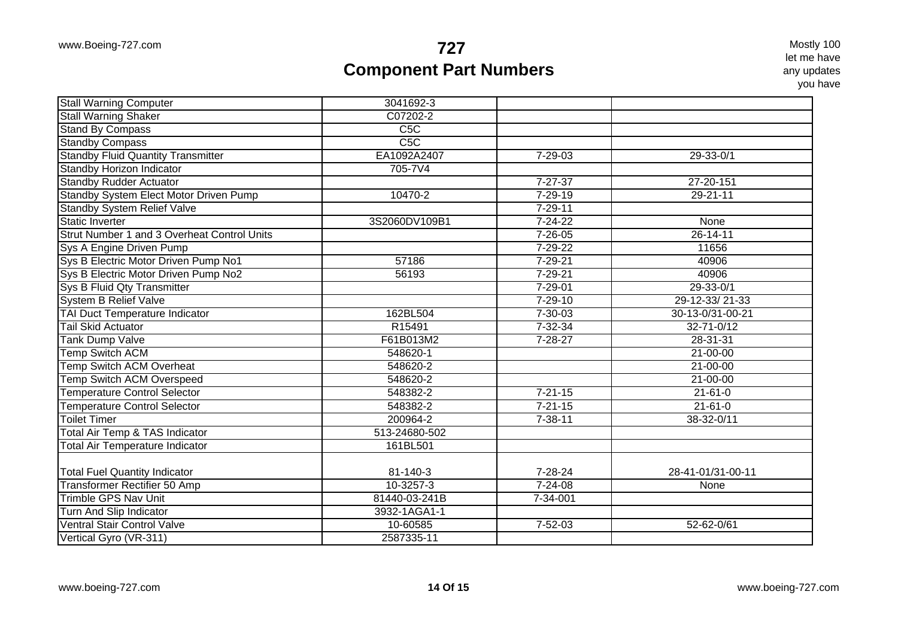# 727
## Component Part Numbers

Mostly 100 let me have any updates you have

| | | | |
|---|---|---|---|
| Stall Warning Computer | 3041692-3 | | |
| Stall Warning Shaker | C07202-2 | | |
| Stand By Compass | C5C | | |
| Standby Compass | C5C | | |
| Standby Fluid Quantity Transmitter | EA1092A2407 | 7-29-03 | 29-33-0/1 |
| Standby Horizon Indicator | 705-7V4 | | |
| Standby Rudder Actuator | | 7-27-37 | 27-20-151 |
| Standby System Elect Motor Driven Pump | 10470-2 | 7-29-19 | 29-21-11 |
| Standby System Relief Valve | | 7-29-11 | |
| Static Inverter | 3S2060DV109B1 | 7-24-22 | None |
| Strut Number 1 and 3 Overheat Control Units | | 7-26-05 | 26-14-11 |
| Sys A Engine Driven Pump | | 7-29-22 | 11656 |
| Sys B Electric Motor Driven Pump No1 | 57186 | 7-29-21 | 40906 |
| Sys B Electric Motor Driven Pump No2 | 56193 | 7-29-21 | 40906 |
| Sys B Fluid Qty Transmitter | | 7-29-01 | 29-33-0/1 |
| System B Relief Valve | | 7-29-10 | 29-12-33/ 21-33 |
| TAI Duct Temperature Indicator | 162BL504 | 7-30-03 | 30-13-0/31-00-21 |
| Tail Skid Actuator | R15491 | 7-32-34 | 32-71-0/12 |
| Tank Dump Valve | F61B013M2 | 7-28-27 | 28-31-31 |
| Temp Switch ACM | 548620-1 | | 21-00-00 |
| Temp Switch ACM Overheat | 548620-2 | | 21-00-00 |
| Temp Switch ACM Overspeed | 548620-2 | | 21-00-00 |
| Temperature Control Selector | 548382-2 | 7-21-15 | 21-61-0 |
| Temperature Control Selector | 548382-2 | 7-21-15 | 21-61-0 |
| Toilet Timer | 200964-2 | 7-38-11 | 38-32-0/11 |
| Total Air Temp & TAS Indicator | 513-24680-502 | | |
| Total Air Temperature Indicator | 161BL501 | | |
| Total Fuel Quantity Indicator | 81-140-3 | 7-28-24 | 28-41-01/31-00-11 |
| Transformer Rectifier 50 Amp | 10-3257-3 | 7-24-08 | None |
| Trimble GPS Nav Unit | 81440-03-241B | 7-34-001 | |
| Turn And Slip Indicator | 3932-1AGA1-1 | | |
| Ventral Stair Control Valve | 10-60585 | 7-52-03 | 52-62-0/61 |
| Vertical Gyro (VR-311) | 2587335-11 | | |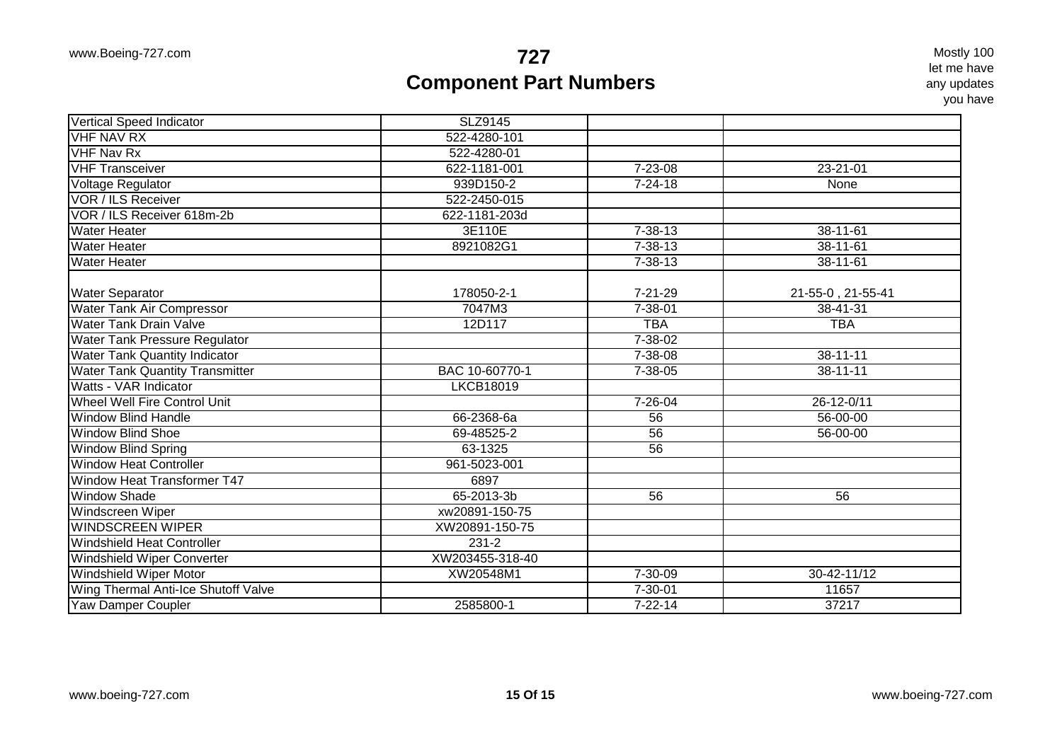# 727
## Component Part Numbers

Mostly 100 let me have any updates you have

| | | | |
|---|---|---|---|
| Vertical Speed Indicator | SLZ9145 | | |
| VHF NAV RX | 522-4280-101 | | |
| VHF Nav Rx | 522-4280-01 | | |
| VHF Transceiver | 622-1181-001 | 7-23-08 | 23-21-01 |
| Voltage Regulator | 939D150-2 | 7-24-18 | None |
| VOR / ILS Receiver | 522-2450-015 | | |
| VOR / ILS Receiver 618m-2b | 622-1181-203d | | |
| Water Heater | 3E110E | 7-38-13 | 38-11-61 |
| Water Heater | 8921082G1 | 7-38-13 | 38-11-61 |
| Water Heater | | 7-38-13 | 38-11-61 |
| Water Separator | 178050-2-1 | 7-21-29 | 21-55-0 , 21-55-41 |
| Water Tank Air Compressor | 7047M3 | 7-38-01 | 38-41-31 |
| Water Tank Drain Valve | 12D117 | TBA | TBA |
| Water Tank Pressure Regulator | | 7-38-02 | |
| Water Tank Quantity Indicator | | 7-38-08 | 38-11-11 |
| Water Tank Quantity Transmitter | BAC 10-60770-1 | 7-38-05 | 38-11-11 |
| Watts - VAR Indicator | LKCB18019 | | |
| Wheel Well Fire Control Unit | | 7-26-04 | 26-12-0/11 |
| Window Blind Handle | 66-2368-6a | 56 | 56-00-00 |
| Window Blind Shoe | 69-48525-2 | 56 | 56-00-00 |
| Window Blind Spring | 63-1325 | 56 | |
| Window Heat Controller | 961-5023-001 | | |
| Window Heat Transformer T47 | 6897 | | |
| Window Shade | 65-2013-3b | 56 | 56 |
| Windscreen Wiper | xw20891-150-75 | | |
| WINDSCREEN WIPER | XW20891-150-75 | | |
| Windshield Heat Controller | 231-2 | | |
| Windshield Wiper Converter | XW203455-318-40 | | |
| Windshield Wiper Motor | XW20548M1 | 7-30-09 | 30-42-11/12 |
| Wing Thermal Anti-Ice Shutoff Valve | | 7-30-01 | 11657 |
| Yaw Damper Coupler | 2585800-1 | 7-22-14 | 37217 |